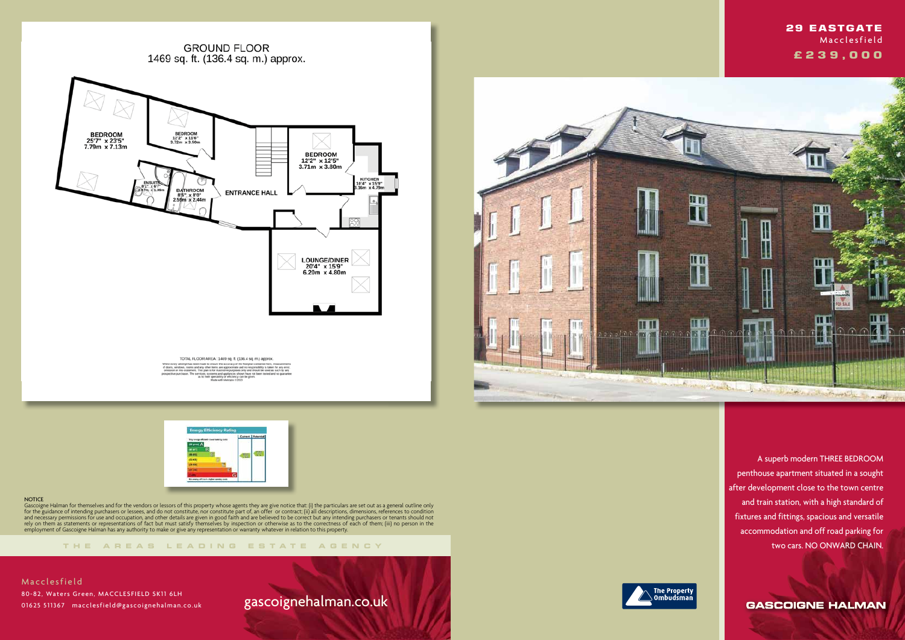# 29 EASTGATE

Macclesfield

**£239,000**

## GROUND FLOOR

1469 sq. ft. (136.4 sq. m.) approx.

BEDROOM
25'7" x 23'5"
7.79m x 7.13m

BEDROOM
12'2" x 11'6"
3.72m x 3.50m

BEDROOM
12'2" x 12'5"
3.71m x 3.80m

KITCHEN
10'4" x 15'9"
3.16m x 4.79m

ENSUITE
8'1" x 6'7"
2.47m x 1.99m

BATHROOM
8'5" x 8'0"
2.59m x 2.44m

ENTRANCE HALL

LOUNGE/DINER
20'4" x 15'9"
6.20m x 4.80m

TOTAL FLOOR AREA : 1469 sq. ft. (136.4 sq. m.) approx.

A superb modern THREE BEDROOM penthouse apartment situated in a sought after development close to the town centre and train station, with a high standard of fixtures and fittings, spacious and versatile accommodation and off road parking for two cars. NO ONWARD CHAIN.

Energy Efficiency Rating

NOTICE

Gascoigne Halman for themselves and for the vendors or lessors of this property whose agents they are give notice that: (i) the particulars are set out as a general outline only for the guidance of intending purchasers or lessees, and do not constitute, nor constitute part of, an offer or contract; (ii) all descriptions, dimensions, references to condition and necessary permissions for use and occupation, and other details are given in good faith and are believed to be correct but any intending purchasers or tenants should not rely on them as statements or representations of fact but must satisfy themselves by inspection or otherwise as to the correctness of each of them; (iii) no person in the employment of Gascoigne Halman has any authority to make or give any representation or warranty whatever in relation to this property.

THE AREAS LEADING ESTATE AGENCY

Macclesfield

80-82, Waters Green, MACCLESFIELD SK11 6LH

01625 511367 macclesfield@gascoignehalman.co.uk

gascoignehalman.co.uk

The Property Ombudsman

GASCOIGNE HALMAN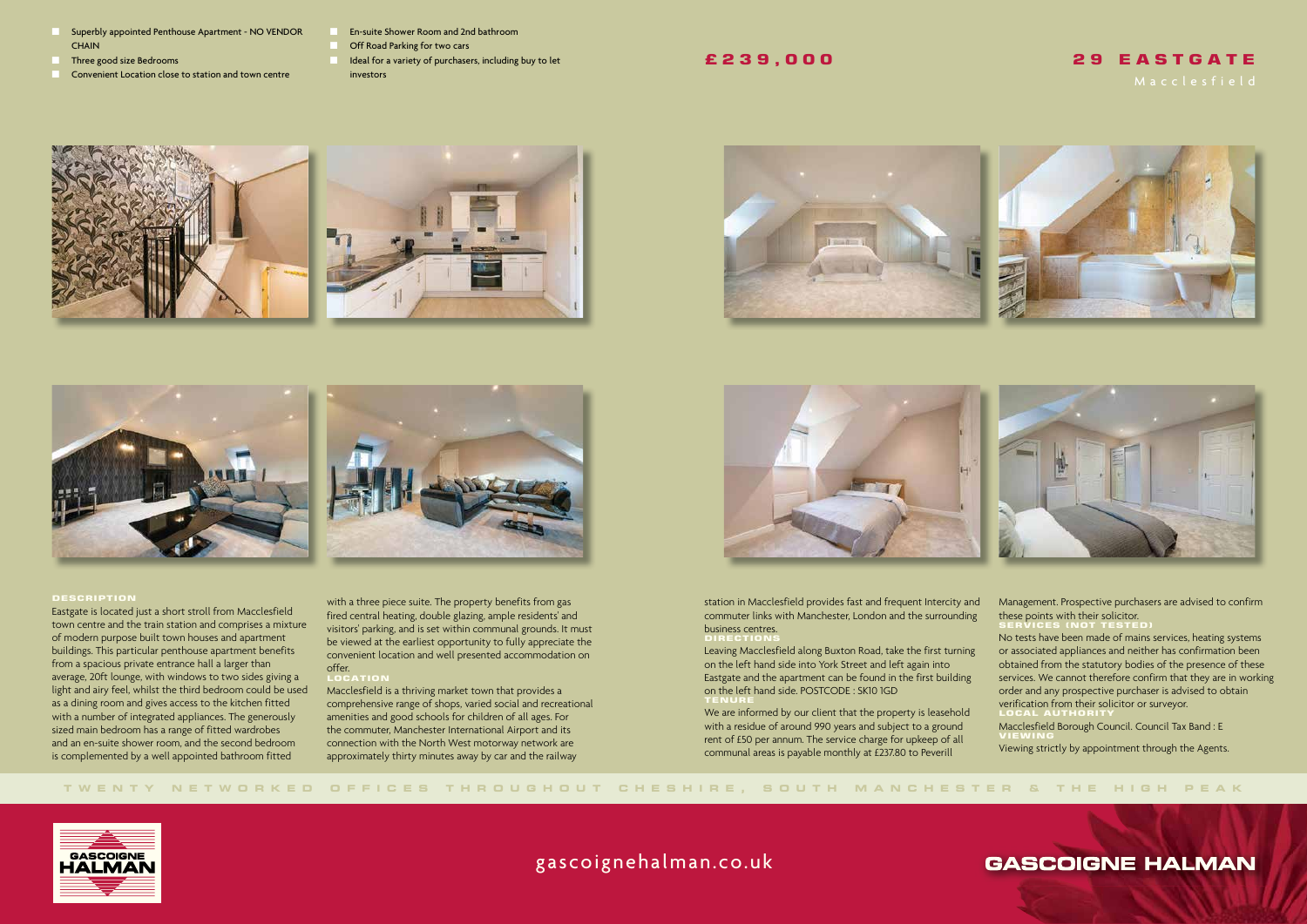- Superbly appointed Penthouse Apartment - NO VENDOR CHAIN
- Three good size Bedrooms
- Convenient Location close to station and town centre
- En-suite Shower Room and 2nd bathroom
- Off Road Parking for two cars
- Ideal for a variety of purchasers, including buy to let investors

**£239,000**

# 29 EASTGATE

Macclesfield

## DESCRIPTION

Eastgate is located just a short stroll from Macclesfield town centre and the train station and comprises a mixture of modern purpose built town houses and apartment buildings. This particular penthouse apartment benefits from a spacious private entrance hall a larger than average, 20ft lounge, with windows to two sides giving a light and airy feel, whilst the third bedroom could be used as a dining room and gives access to the kitchen fitted with a number of integrated appliances. The generously sized main bedroom has a range of fitted wardrobes and an en-suite shower room, and the second bedroom is complemented by a well appointed bathroom fitted with a three piece suite. The property benefits from gas fired central heating, double glazing, ample residents' and visitors' parking, and is set within communal grounds. It must be viewed at the earliest opportunity to fully appreciate the convenient location and well presented accommodation on offer.

## LOCATION

Macclesfield is a thriving market town that provides a comprehensive range of shops, varied social and recreational amenities and good schools for children of all ages. For the commuter, Manchester International Airport and its connection with the North West motorway network are approximately thirty minutes away by car and the railway station in Macclesfield provides fast and frequent Intercity and commuter links with Manchester, London and the surrounding business centres.

## DIRECTIONS

Leaving Macclesfield along Buxton Road, take the first turning on the left hand side into York Street and left again into Eastgate and the apartment can be found in the first building on the left hand side. POSTCODE : SK10 1GD

## TENURE

We are informed by our client that the property is leasehold with a residue of around 990 years and subject to a ground rent of £50 per annum. The service charge for upkeep of all communal areas is payable monthly at £237.80 to Peverill Management. Prospective purchasers are advised to confirm these points with their solicitor.

## SERVICES (NOT TESTED)

No tests have been made of mains services, heating systems or associated appliances and neither has confirmation been obtained from the statutory bodies of the presence of these services. We cannot therefore confirm that they are in working order and any prospective purchaser is advised to obtain verification from their solicitor or surveyor.

## LOCAL AUTHORITY

Macclesfield Borough Council. Council Tax Band : E

## VIEWING

Viewing strictly by appointment through the Agents.

TWENTY NETWORKED OFFICES THROUGHOUT CHESHIRE, SOUTH MANCHESTER & THE HIGH PEAK

GASCOIGNE HALMAN

gascoignehalman.co.uk

GASCOIGNE HALMAN